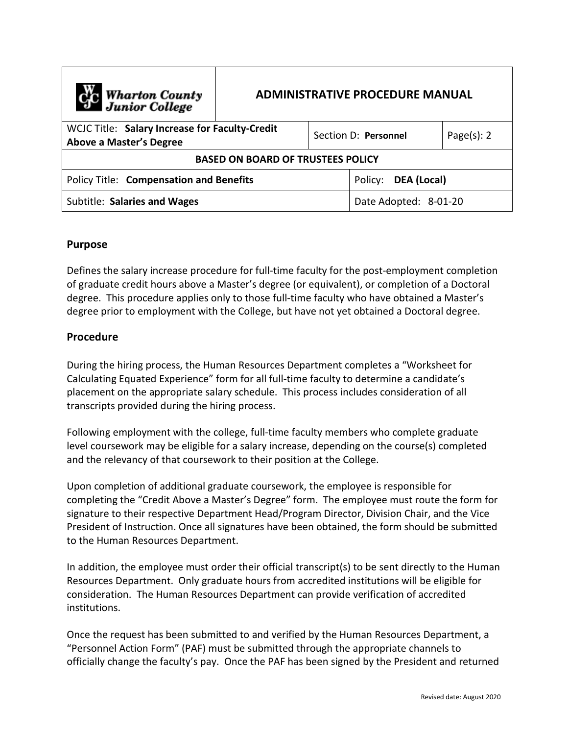| Wharton County Junior College | ADMINISTRATIVE PROCEDURE MANUAL | | |
|---|---|---|---|
| WCJC Title: **Salary Increase for Faculty-Credit Above a Master's Degree** | | Section D: **Personnel** | Page(s): 2 |
| **BASED ON BOARD OF TRUSTEES POLICY** | | | |
| Policy Title: **Compensation and Benefits** | | Policy: **DEA (Local)** | |
| Subtitle: **Salaries and Wages** | | Date Adopted: 8-01-20 | |

## Purpose

Defines the salary increase procedure for full-time faculty for the post-employment completion of graduate credit hours above a Master's degree (or equivalent), or completion of a Doctoral degree. This procedure applies only to those full-time faculty who have obtained a Master's degree prior to employment with the College, but have not yet obtained a Doctoral degree.

## Procedure

During the hiring process, the Human Resources Department completes a "Worksheet for Calculating Equated Experience" form for all full-time faculty to determine a candidate's placement on the appropriate salary schedule. This process includes consideration of all transcripts provided during the hiring process.

Following employment with the college, full-time faculty members who complete graduate level coursework may be eligible for a salary increase, depending on the course(s) completed and the relevancy of that coursework to their position at the College.

Upon completion of additional graduate coursework, the employee is responsible for completing the "Credit Above a Master's Degree" form. The employee must route the form for signature to their respective Department Head/Program Director, Division Chair, and the Vice President of Instruction. Once all signatures have been obtained, the form should be submitted to the Human Resources Department.

In addition, the employee must order their official transcript(s) to be sent directly to the Human Resources Department. Only graduate hours from accredited institutions will be eligible for consideration. The Human Resources Department can provide verification of accredited institutions.

Once the request has been submitted to and verified by the Human Resources Department, a "Personnel Action Form" (PAF) must be submitted through the appropriate channels to officially change the faculty's pay. Once the PAF has been signed by the President and returned

Revised date: August 2020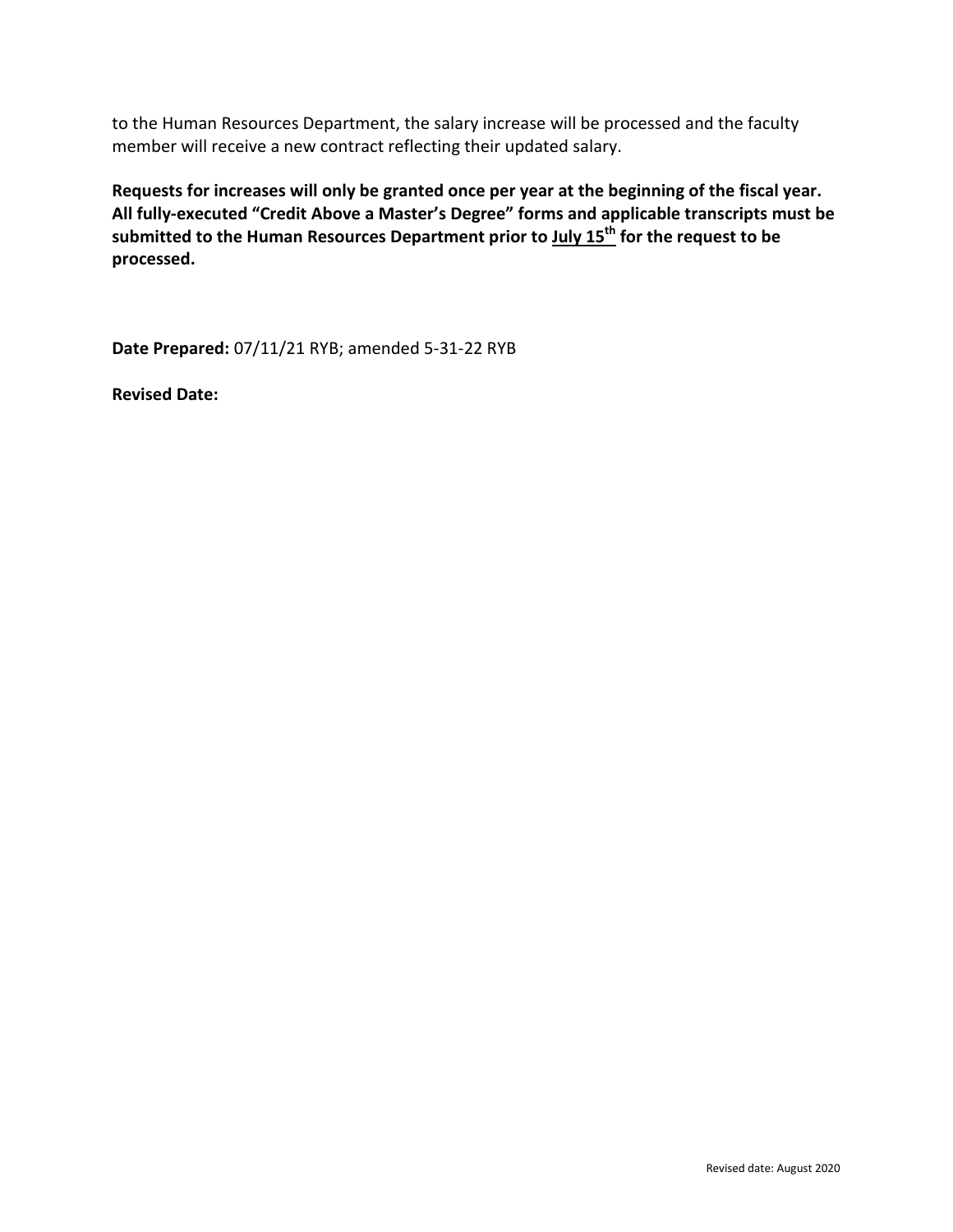to the Human Resources Department, the salary increase will be processed and the faculty member will receive a new contract reflecting their updated salary.

**Requests for increases will only be granted once per year at the beginning of the fiscal year. All fully-executed "Credit Above a Master's Degree" forms and applicable transcripts must be submitted to the Human Resources Department prior to July 15th for the request to be processed.**

**Date Prepared:** 07/11/21 RYB; amended 5-31-22 RYB

**Revised Date:**